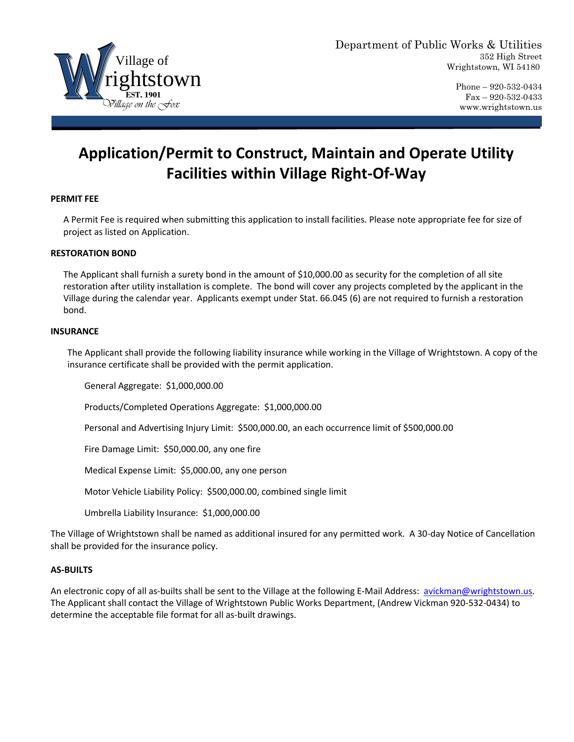Village of Wrightstown
EST. 1901
Village on the Fox

Department of Public Works & Utilities
352 High Street
Wrightstown, WI 54180

Phone – 920-532-0434
Fax – 920-532-0433
www.wrightstown.us

# Application/Permit to Construct, Maintain and Operate Utility Facilities within Village Right-Of-Way

**PERMIT FEE**

A Permit Fee is required when submitting this application to install facilities. Please note appropriate fee for size of project as listed on Application.

**RESTORATION BOND**

The Applicant shall furnish a surety bond in the amount of $10,000.00 as security for the completion of all site restoration after utility installation is complete. The bond will cover any projects completed by the applicant in the Village during the calendar year. Applicants exempt under Stat. 66.045 (6) are not required to furnish a restoration bond.

**INSURANCE**

The Applicant shall provide the following liability insurance while working in the Village of Wrightstown. A copy of the insurance certificate shall be provided with the permit application.

General Aggregate: $1,000,000.00

Products/Completed Operations Aggregate: $1,000,000.00

Personal and Advertising Injury Limit: $500,000.00, an each occurrence limit of $500,000.00

Fire Damage Limit: $50,000.00, any one fire

Medical Expense Limit: $5,000.00, any one person

Motor Vehicle Liability Policy: $500,000.00, combined single limit

Umbrella Liability Insurance: $1,000,000.00

The Village of Wrightstown shall be named as additional insured for any permitted work. A 30-day Notice of Cancellation shall be provided for the insurance policy.

**AS-BUILTS**

An electronic copy of all as-builts shall be sent to the Village at the following E-Mail Address: avickman@wrightstown.us. The Applicant shall contact the Village of Wrightstown Public Works Department, (Andrew Vickman 920-532-0434) to determine the acceptable file format for all as-built drawings.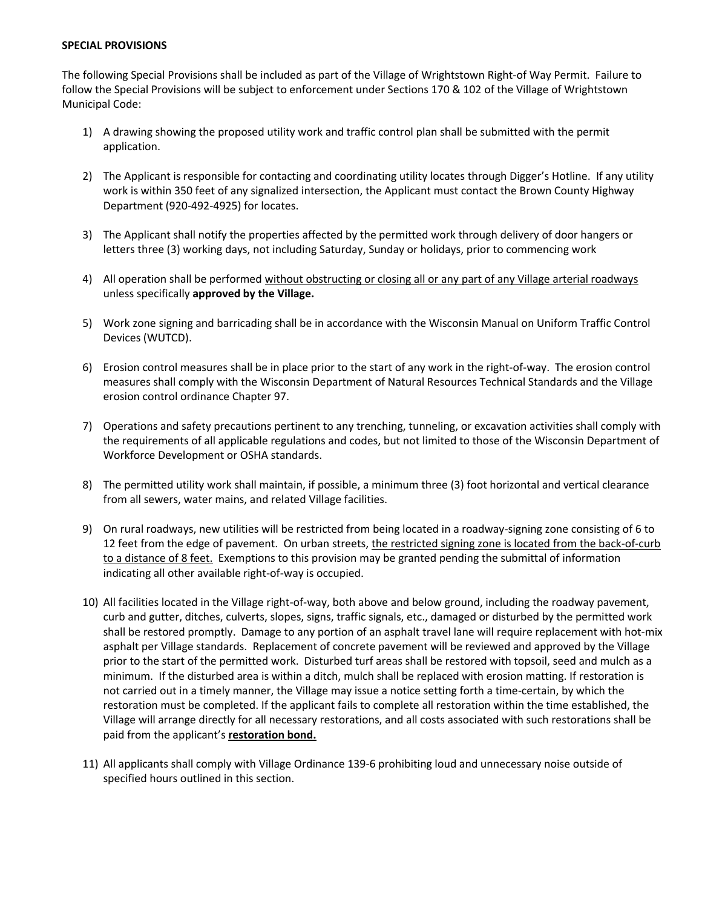**SPECIAL PROVISIONS**

The following Special Provisions shall be included as part of the Village of Wrightstown Right-of Way Permit. Failure to follow the Special Provisions will be subject to enforcement under Sections 170 & 102 of the Village of Wrightstown Municipal Code:

1) A drawing showing the proposed utility work and traffic control plan shall be submitted with the permit application.

2) The Applicant is responsible for contacting and coordinating utility locates through Digger's Hotline. If any utility work is within 350 feet of any signalized intersection, the Applicant must contact the Brown County Highway Department (920-492-4925) for locates.

3) The Applicant shall notify the properties affected by the permitted work through delivery of door hangers or letters three (3) working days, not including Saturday, Sunday or holidays, prior to commencing work

4) All operation shall be performed <u>without obstructing or closing all or any part of any Village arterial roadways</u> unless specifically **approved by the Village.**

5) Work zone signing and barricading shall be in accordance with the Wisconsin Manual on Uniform Traffic Control Devices (WUTCD).

6) Erosion control measures shall be in place prior to the start of any work in the right-of-way. The erosion control measures shall comply with the Wisconsin Department of Natural Resources Technical Standards and the Village erosion control ordinance Chapter 97.

7) Operations and safety precautions pertinent to any trenching, tunneling, or excavation activities shall comply with the requirements of all applicable regulations and codes, but not limited to those of the Wisconsin Department of Workforce Development or OSHA standards.

8) The permitted utility work shall maintain, if possible, a minimum three (3) foot horizontal and vertical clearance from all sewers, water mains, and related Village facilities.

9) On rural roadways, new utilities will be restricted from being located in a roadway-signing zone consisting of 6 to 12 feet from the edge of pavement. On urban streets, <u>the restricted signing zone is located from the back-of-curb to a distance of 8 feet.</u> Exemptions to this provision may be granted pending the submittal of information indicating all other available right-of-way is occupied.

10) All facilities located in the Village right-of-way, both above and below ground, including the roadway pavement, curb and gutter, ditches, culverts, slopes, signs, traffic signals, etc., damaged or disturbed by the permitted work shall be restored promptly. Damage to any portion of an asphalt travel lane will require replacement with hot-mix asphalt per Village standards. Replacement of concrete pavement will be reviewed and approved by the Village prior to the start of the permitted work. Disturbed turf areas shall be restored with topsoil, seed and mulch as a minimum. If the disturbed area is within a ditch, mulch shall be replaced with erosion matting. If restoration is not carried out in a timely manner, the Village may issue a notice setting forth a time-certain, by which the restoration must be completed. If the applicant fails to complete all restoration within the time established, the Village will arrange directly for all necessary restorations, and all costs associated with such restorations shall be paid from the applicant's **<u>restoration bond.</u>**

11) All applicants shall comply with Village Ordinance 139-6 prohibiting loud and unnecessary noise outside of specified hours outlined in this section.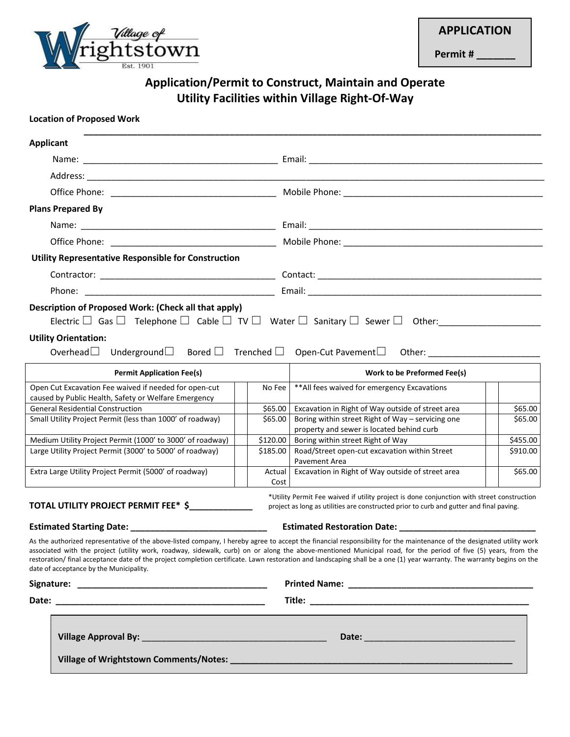Village of Wrightstown Est. 1901

**APPLICATION**

**Permit # _______**

## Application/Permit to Construct, Maintain and Operate Utility Facilities within Village Right-Of-Way

**Location of Proposed Work** ______________________________________________________________________________

**Applicant**

Name: ________________________________________ Email: ________________________________________________

Address: ______________________________________________________________________________________________

Office Phone: __________________________________ Mobile Phone: __________________________________________

**Plans Prepared By**

Name: ________________________________________ Email: ________________________________________________

Office Phone: __________________________________ Mobile Phone: __________________________________________

**Utility Representative Responsible for Construction**

Contractor: ____________________________________ Contact: ______________________________________________

Phone: ________________________________________ Email: ________________________________________________

**Description of Proposed Work: (Check all that apply)**

Electric ☐ Gas ☐ Telephone ☐ Cable ☐ TV ☐ Water ☐ Sanitary ☐ Sewer ☐ Other:____________________

**Utility Orientation:**

Overhead☐ Underground☐ Bored ☐ Trenched ☐ Open-Cut Pavement☐ Other: ______________________

| Permit Application Fee(s) | | | Work to be Preformed Fee(s) | | |
|---|---|---|---|---|---|
| Open Cut Excavation Fee waived if needed for open-cut caused by Public Health, Safety or Welfare Emergency | | No Fee | **All fees waived for emergency Excavations | | |
| General Residential Construction | | $65.00 | Excavation in Right of Way outside of street area | | $65.00 |
| Small Utility Project Permit (less than 1000' of roadway) | | $65.00 | Boring within street Right of Way – servicing one property and sewer is located behind curb | | $65.00 |
| Medium Utility Project Permit (1000' to 3000' of roadway) | | $120.00 | Boring within street Right of Way | | $455.00 |
| Large Utility Project Permit (3000' to 5000' of roadway) | | $185.00 | Road/Street open-cut excavation within Street Pavement Area | | $910.00 |
| Extra Large Utility Project Permit (5000' of roadway) | | Actual Cost | Excavation in Right of Way outside of street area | | $65.00 |

**TOTAL UTILITY PROJECT PERMIT FEE* $_____________**

*Utility Permit Fee waived if utility project is done conjunction with street construction project as long as utilities are constructed prior to curb and gutter and final paving.

**Estimated Starting Date: ____________________________** **Estimated Restoration Date: ____________________________**

As the authorized representative of the above-listed company, I hereby agree to accept the financial responsibility for the maintenance of the designated utility work associated with the project (utility work, roadway, sidewalk, curb) on or along the above-mentioned Municipal road, for the period of five (5) years, from the restoration/ final acceptance date of the project completion certificate. Lawn restoration and landscaping shall be a one (1) year warranty. The warranty begins on the date of acceptance by the Municipality.

**Signature: _______________________________________** **Printed Name: _____________________________________**

**Date: ___________________________________________** **Title: ____________________________________________**

**Village Approval By: _____________________________________** **Date: _______________________________**

**Village of Wrightstown Comments/Notes: ____________________________________________________________**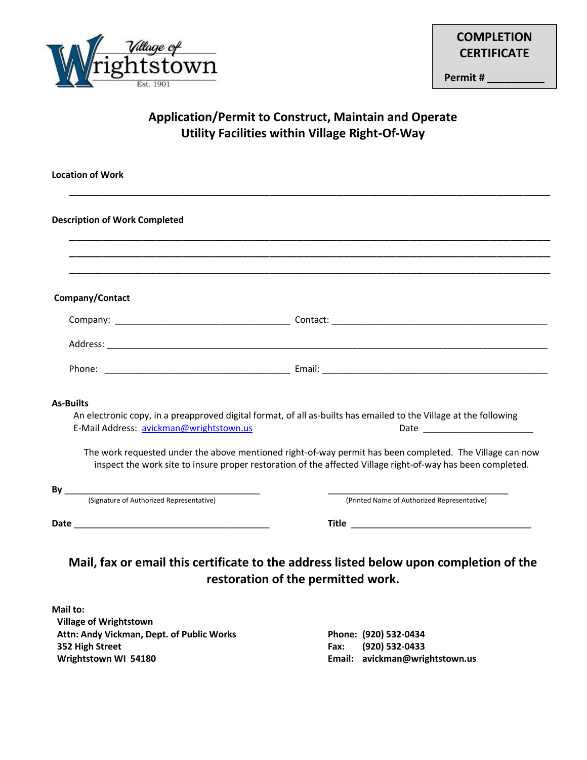Village of Wrightstown
Est. 1901

**COMPLETION CERTIFICATE**

**Permit # __________**

## Application/Permit to Construct, Maintain and Operate Utility Facilities within Village Right-Of-Way

**Location of Work**

______________________________________________________________________________

**Description of Work Completed**

______________________________________________________________________________
______________________________________________________________________________
______________________________________________________________________________

**Company/Contact**

Company: ___________________________________ Contact: ___________________________________________

Address: ______________________________________________________________________________________

Phone: _____________________________________ Email: _____________________________________________

**As-Builts**

An electronic copy, in a preapproved digital format, of all as-builts has emailed to the Village at the following E-Mail Address: avickman@wrightstown.us Date ______________________

The work requested under the above mentioned right-of-way permit has been completed. The Village can now inspect the work site to insure proper restoration of the affected Village right-of-way has been completed.

**By** ________________________________________ ____________________________________
(Signature of Authorized Representative) (Printed Name of Authorized Representative)

**Date** ______________________________________ **Title** ____________________________________

### Mail, fax or email this certificate to the address listed below upon completion of the restoration of the permitted work.

**Mail to:**
**Village of Wrightstown**
**Attn: Andy Vickman, Dept. of Public Works**
**352 High Street**
**Wrightstown WI 54180**

**Phone: (920) 532-0434**
**Fax: (920) 532-0433**
**Email: avickman@wrightstown.us**